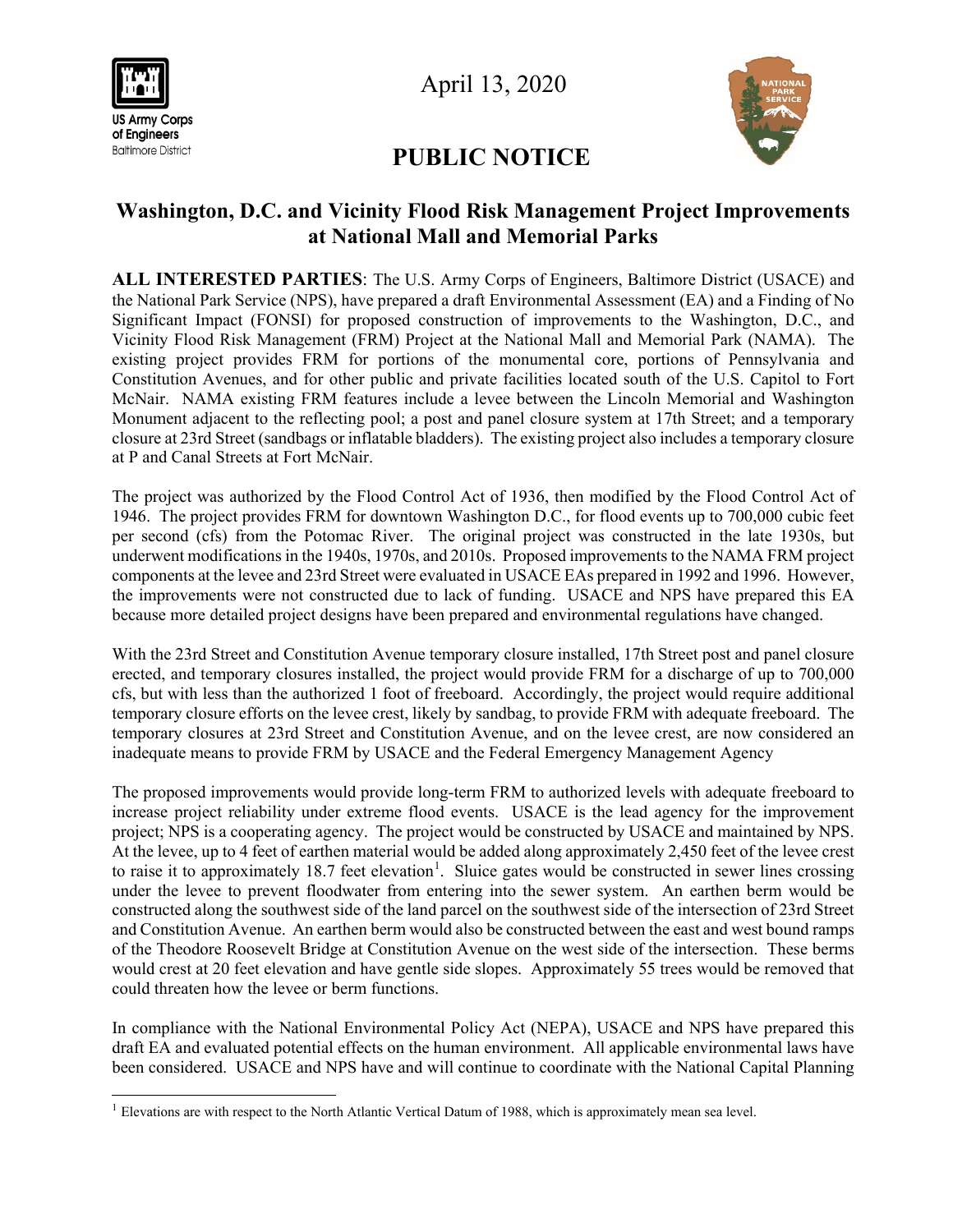US Army Corps of Engineers
Baltimore District

April 13, 2020

# PUBLIC NOTICE

## Washington, D.C. and Vicinity Flood Risk Management Project Improvements at National Mall and Memorial Parks

**ALL INTERESTED PARTIES**: The U.S. Army Corps of Engineers, Baltimore District (USACE) and the National Park Service (NPS), have prepared a draft Environmental Assessment (EA) and a Finding of No Significant Impact (FONSI) for proposed construction of improvements to the Washington, D.C., and Vicinity Flood Risk Management (FRM) Project at the National Mall and Memorial Park (NAMA). The existing project provides FRM for portions of the monumental core, portions of Pennsylvania and Constitution Avenues, and for other public and private facilities located south of the U.S. Capitol to Fort McNair. NAMA existing FRM features include a levee between the Lincoln Memorial and Washington Monument adjacent to the reflecting pool; a post and panel closure system at 17th Street; and a temporary closure at 23rd Street (sandbags or inflatable bladders). The existing project also includes a temporary closure at P and Canal Streets at Fort McNair.

The project was authorized by the Flood Control Act of 1936, then modified by the Flood Control Act of 1946. The project provides FRM for downtown Washington D.C., for flood events up to 700,000 cubic feet per second (cfs) from the Potomac River. The original project was constructed in the late 1930s, but underwent modifications in the 1940s, 1970s, and 2010s. Proposed improvements to the NAMA FRM project components at the levee and 23rd Street were evaluated in USACE EAs prepared in 1992 and 1996. However, the improvements were not constructed due to lack of funding. USACE and NPS have prepared this EA because more detailed project designs have been prepared and environmental regulations have changed.

With the 23rd Street and Constitution Avenue temporary closure installed, 17th Street post and panel closure erected, and temporary closures installed, the project would provide FRM for a discharge of up to 700,000 cfs, but with less than the authorized 1 foot of freeboard. Accordingly, the project would require additional temporary closure efforts on the levee crest, likely by sandbag, to provide FRM with adequate freeboard. The temporary closures at 23rd Street and Constitution Avenue, and on the levee crest, are now considered an inadequate means to provide FRM by USACE and the Federal Emergency Management Agency

The proposed improvements would provide long-term FRM to authorized levels with adequate freeboard to increase project reliability under extreme flood events. USACE is the lead agency for the improvement project; NPS is a cooperating agency. The project would be constructed by USACE and maintained by NPS. At the levee, up to 4 feet of earthen material would be added along approximately 2,450 feet of the levee crest to raise it to approximately 18.7 feet elevation[1]. Sluice gates would be constructed in sewer lines crossing under the levee to prevent floodwater from entering into the sewer system. An earthen berm would be constructed along the southwest side of the land parcel on the southwest side of the intersection of 23rd Street and Constitution Avenue. An earthen berm would also be constructed between the east and west bound ramps of the Theodore Roosevelt Bridge at Constitution Avenue on the west side of the intersection. These berms would crest at 20 feet elevation and have gentle side slopes. Approximately 55 trees would be removed that could threaten how the levee or berm functions.

In compliance with the National Environmental Policy Act (NEPA), USACE and NPS have prepared this draft EA and evaluated potential effects on the human environment. All applicable environmental laws have been considered. USACE and NPS have and will continue to coordinate with the National Capital Planning

[1] Elevations are with respect to the North Atlantic Vertical Datum of 1988, which is approximately mean sea level.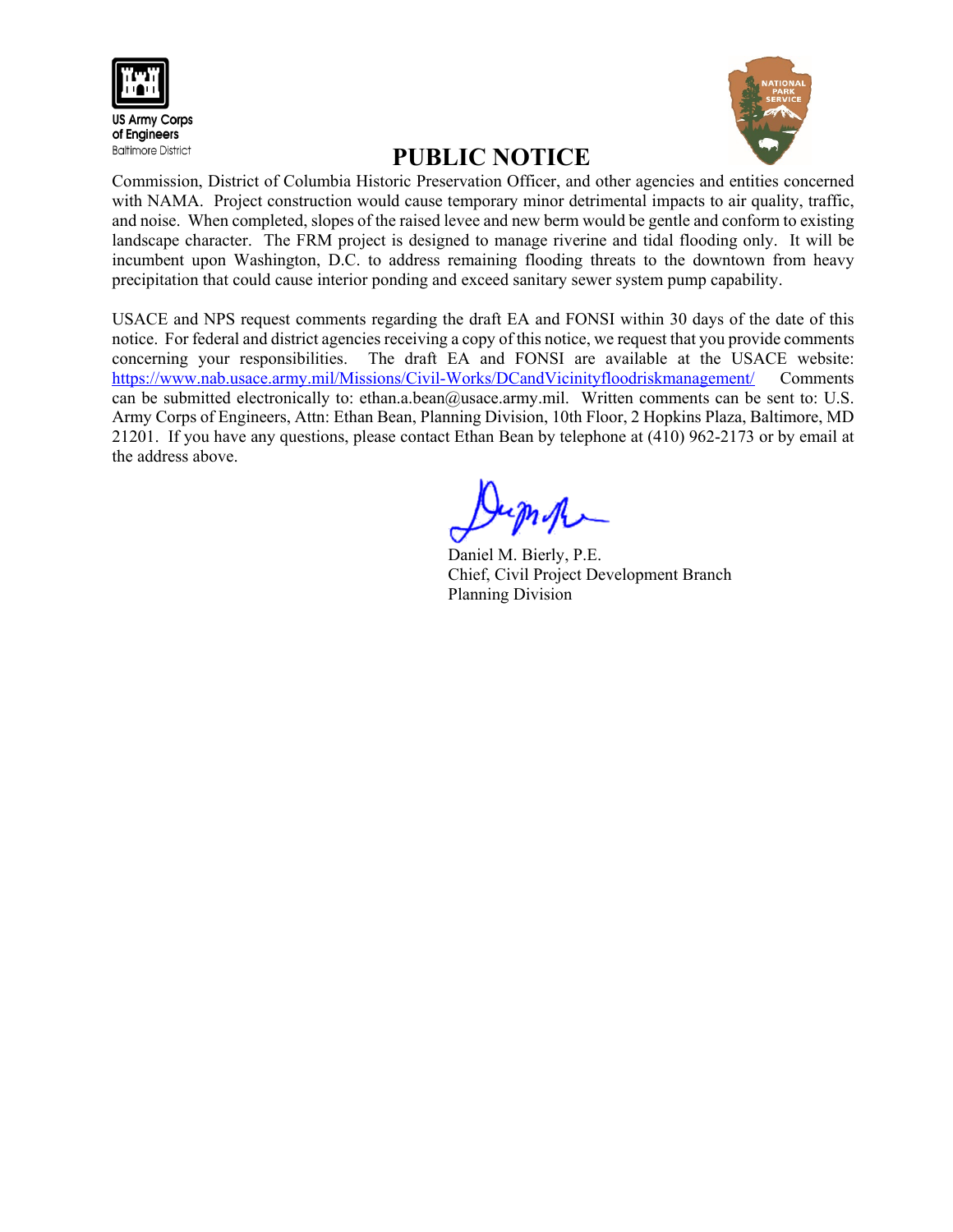# PUBLIC NOTICE

Commission, District of Columbia Historic Preservation Officer, and other agencies and entities concerned with NAMA. Project construction would cause temporary minor detrimental impacts to air quality, traffic, and noise. When completed, slopes of the raised levee and new berm would be gentle and conform to existing landscape character. The FRM project is designed to manage riverine and tidal flooding only. It will be incumbent upon Washington, D.C. to address remaining flooding threats to the downtown from heavy precipitation that could cause interior ponding and exceed sanitary sewer system pump capability.

USACE and NPS request comments regarding the draft EA and FONSI within 30 days of the date of this notice. For federal and district agencies receiving a copy of this notice, we request that you provide comments concerning your responsibilities. The draft EA and FONSI are available at the USACE website: [https://www.nab.usace.army.mil/Missions/Civil-Works/DCandVicinityfloodriskmanagement/](https://www.nab.usace.army.mil/Missions/Civil-Works/DCandVicinityfloodriskmanagement/) Comments can be submitted electronically to: ethan.a.bean@usace.army.mil. Written comments can be sent to: U.S. Army Corps of Engineers, Attn: Ethan Bean, Planning Division, 10th Floor, 2 Hopkins Plaza, Baltimore, MD 21201. If you have any questions, please contact Ethan Bean by telephone at (410) 962-2173 or by email at the address above.

Daniel M. Bierly, P.E.
Chief, Civil Project Development Branch
Planning Division